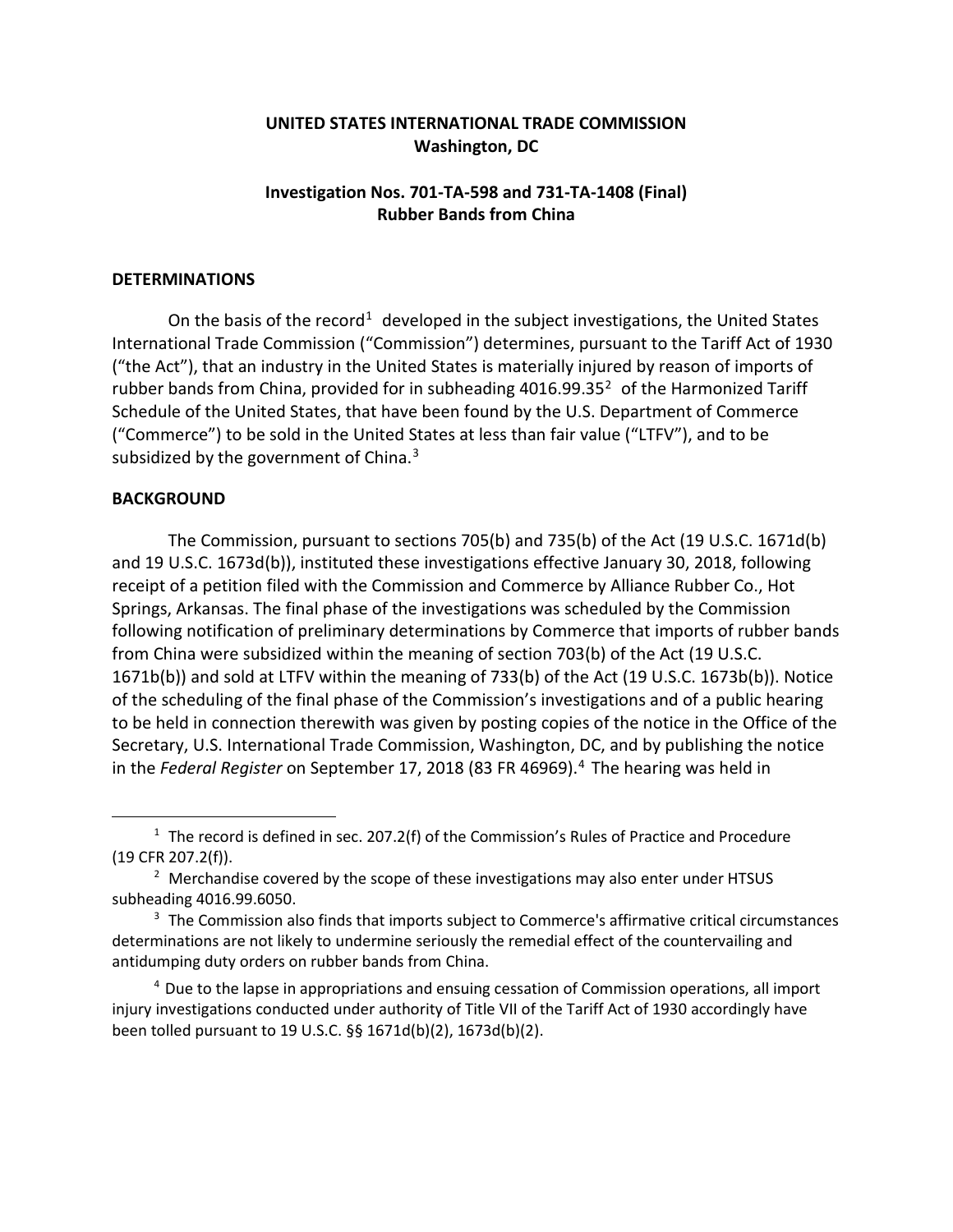**UNITED STATES INTERNATIONAL TRADE COMMISSION**
**Washington, DC**

**Investigation Nos. 701-TA-598 and 731-TA-1408 (Final)**
**Rubber Bands from China**

## DETERMINATIONS

On the basis of the record[1] developed in the subject investigations, the United States International Trade Commission ("Commission") determines, pursuant to the Tariff Act of 1930 ("the Act"), that an industry in the United States is materially injured by reason of imports of rubber bands from China, provided for in subheading 4016.99.35[2] of the Harmonized Tariff Schedule of the United States, that have been found by the U.S. Department of Commerce ("Commerce") to be sold in the United States at less than fair value ("LTFV"), and to be subsidized by the government of China.[3]

## BACKGROUND

The Commission, pursuant to sections 705(b) and 735(b) of the Act (19 U.S.C. 1671d(b) and 19 U.S.C. 1673d(b)), instituted these investigations effective January 30, 2018, following receipt of a petition filed with the Commission and Commerce by Alliance Rubber Co., Hot Springs, Arkansas. The final phase of the investigations was scheduled by the Commission following notification of preliminary determinations by Commerce that imports of rubber bands from China were subsidized within the meaning of section 703(b) of the Act (19 U.S.C. 1671b(b)) and sold at LTFV within the meaning of 733(b) of the Act (19 U.S.C. 1673b(b)). Notice of the scheduling of the final phase of the Commission's investigations and of a public hearing to be held in connection therewith was given by posting copies of the notice in the Office of the Secretary, U.S. International Trade Commission, Washington, DC, and by publishing the notice in the *Federal Register* on September 17, 2018 (83 FR 46969).[4] The hearing was held in

---

[1] The record is defined in sec. 207.2(f) of the Commission's Rules of Practice and Procedure (19 CFR 207.2(f)).

[2] Merchandise covered by the scope of these investigations may also enter under HTSUS subheading 4016.99.6050.

[3] The Commission also finds that imports subject to Commerce's affirmative critical circumstances determinations are not likely to undermine seriously the remedial effect of the countervailing and antidumping duty orders on rubber bands from China.

[4] Due to the lapse in appropriations and ensuing cessation of Commission operations, all import injury investigations conducted under authority of Title VII of the Tariff Act of 1930 accordingly have been tolled pursuant to 19 U.S.C. §§ 1671d(b)(2), 1673d(b)(2).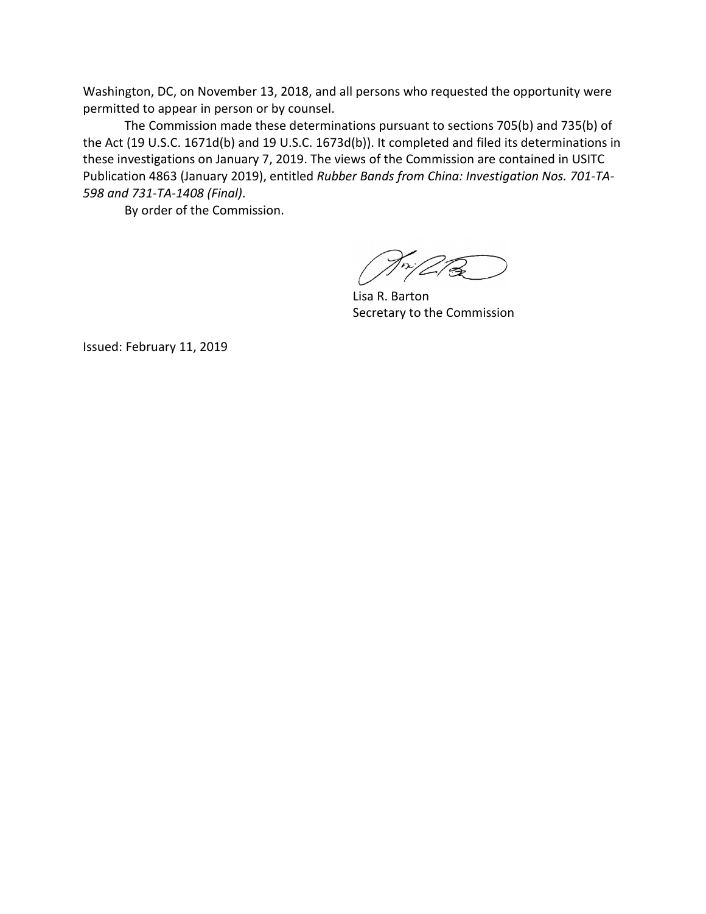Washington, DC, on November 13, 2018, and all persons who requested the opportunity were permitted to appear in person or by counsel.

The Commission made these determinations pursuant to sections 705(b) and 735(b) of the Act (19 U.S.C. 1671d(b) and 19 U.S.C. 1673d(b)). It completed and filed its determinations in these investigations on January 7, 2019. The views of the Commission are contained in USITC Publication 4863 (January 2019), entitled *Rubber Bands from China: Investigation Nos. 701-TA-598 and 731-TA-1408 (Final)*.

By order of the Commission.

Lisa R. Barton
Secretary to the Commission

Issued: February 11, 2019